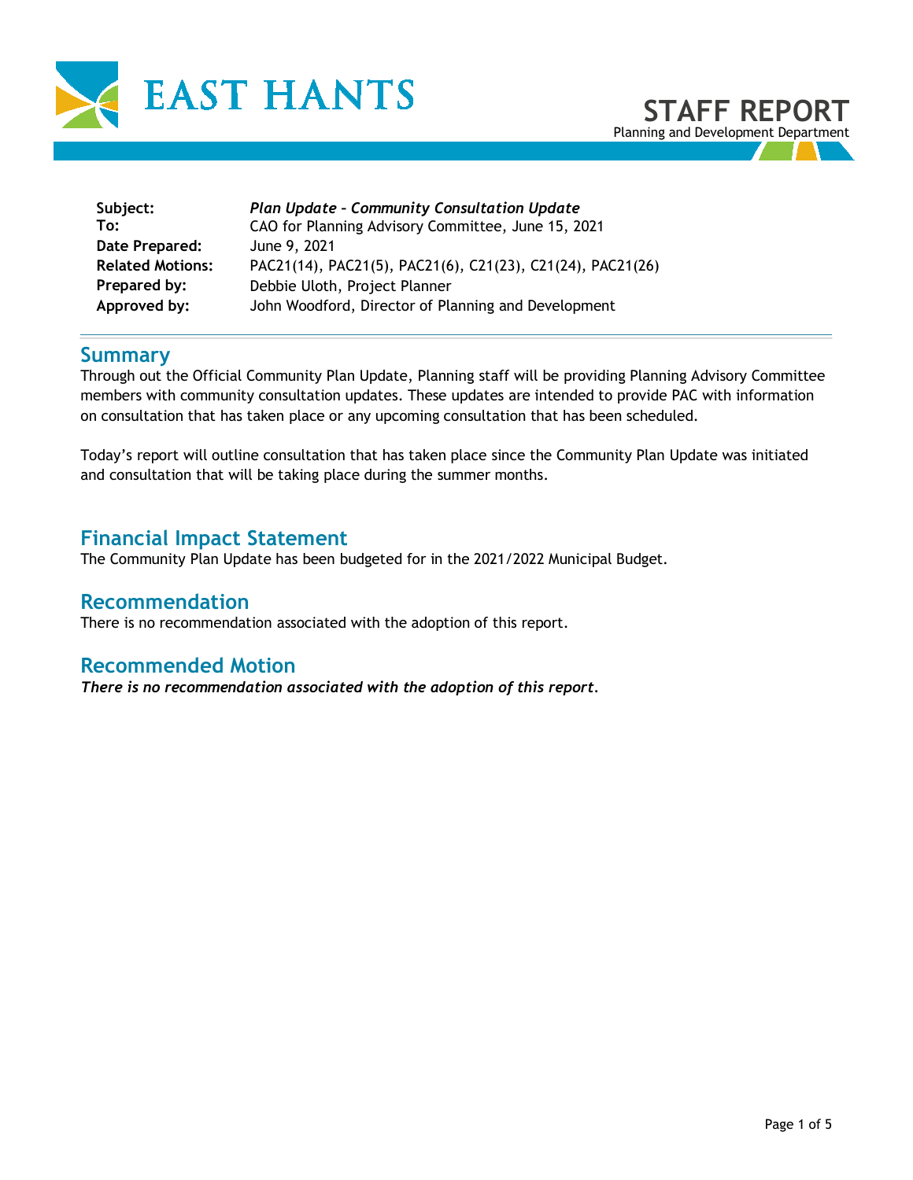# EAST HANTS

# STAFF REPORT

Planning and Development Department

| | |
|---|---|
| **Subject:** | ***Plan Update – Community Consultation Update*** |
| **To:** | CAO for Planning Advisory Committee, June 15, 2021 |
| **Date Prepared:** | June 9, 2021 |
| **Related Motions:** | PAC21(14), PAC21(5), PAC21(6), C21(23), C21(24), PAC21(26) |
| **Prepared by:** | Debbie Uloth, Project Planner |
| **Approved by:** | John Woodford, Director of Planning and Development |

## Summary

Through out the Official Community Plan Update, Planning staff will be providing Planning Advisory Committee members with community consultation updates. These updates are intended to provide PAC with information on consultation that has taken place or any upcoming consultation that has been scheduled.

Today's report will outline consultation that has taken place since the Community Plan Update was initiated and consultation that will be taking place during the summer months.

## Financial Impact Statement

The Community Plan Update has been budgeted for in the 2021/2022 Municipal Budget.

## Recommendation

There is no recommendation associated with the adoption of this report.

## Recommended Motion

***There is no recommendation associated with the adoption of this report.***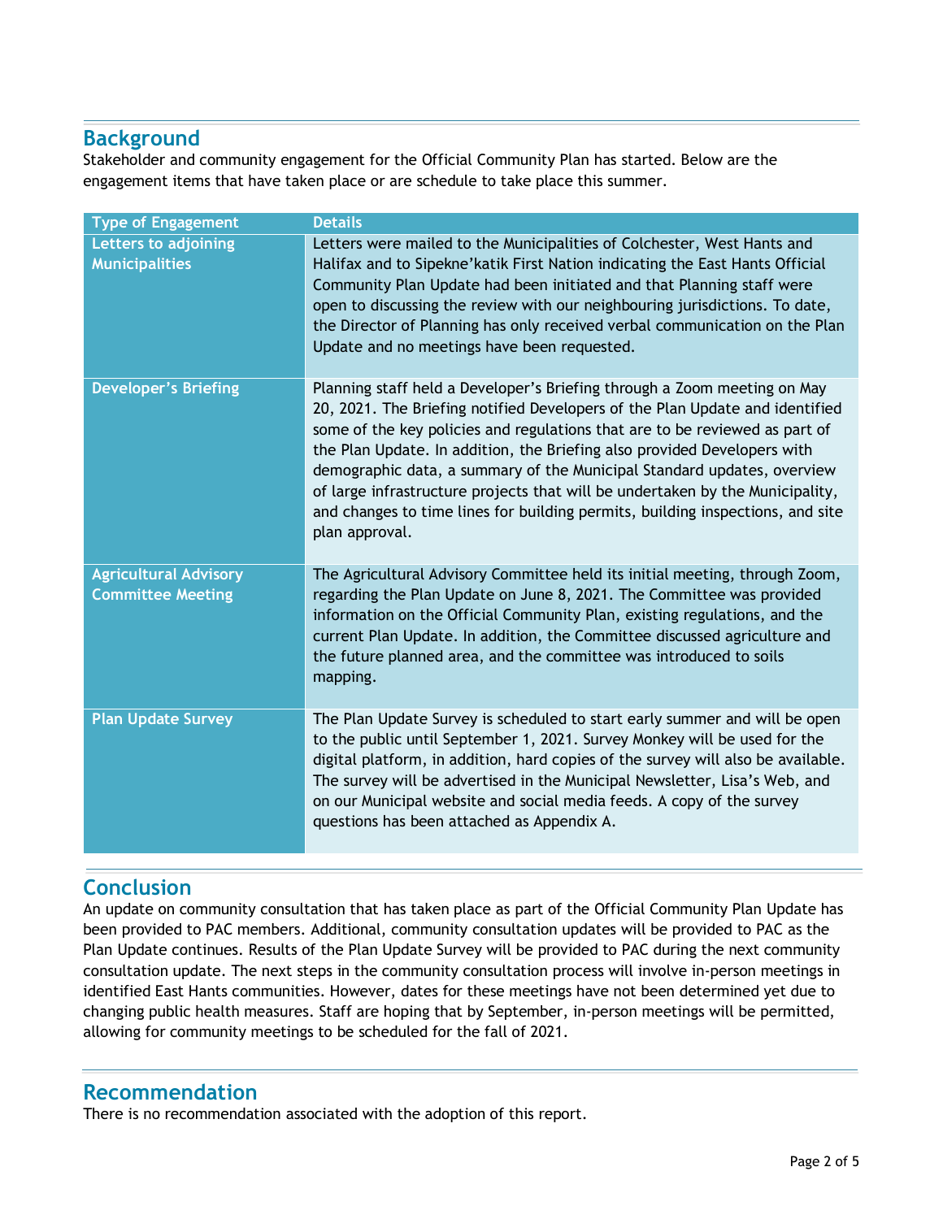## Background

Stakeholder and community engagement for the Official Community Plan has started. Below are the engagement items that have taken place or are schedule to take place this summer.

| Type of Engagement | Details |
|---|---|
| **Letters to adjoining Municipalities** | Letters were mailed to the Municipalities of Colchester, West Hants and Halifax and to Sipekne'katik First Nation indicating the East Hants Official Community Plan Update had been initiated and that Planning staff were open to discussing the review with our neighbouring jurisdictions. To date, the Director of Planning has only received verbal communication on the Plan Update and no meetings have been requested. |
| **Developer's Briefing** | Planning staff held a Developer's Briefing through a Zoom meeting on May 20, 2021. The Briefing notified Developers of the Plan Update and identified some of the key policies and regulations that are to be reviewed as part of the Plan Update. In addition, the Briefing also provided Developers with demographic data, a summary of the Municipal Standard updates, overview of large infrastructure projects that will be undertaken by the Municipality, and changes to time lines for building permits, building inspections, and site plan approval. |
| **Agricultural Advisory Committee Meeting** | The Agricultural Advisory Committee held its initial meeting, through Zoom, regarding the Plan Update on June 8, 2021. The Committee was provided information on the Official Community Plan, existing regulations, and the current Plan Update. In addition, the Committee discussed agriculture and the future planned area, and the committee was introduced to soils mapping. |
| **Plan Update Survey** | The Plan Update Survey is scheduled to start early summer and will be open to the public until September 1, 2021. Survey Monkey will be used for the digital platform, in addition, hard copies of the survey will also be available. The survey will be advertised in the Municipal Newsletter, Lisa's Web, and on our Municipal website and social media feeds. A copy of the survey questions has been attached as Appendix A. |

## Conclusion

An update on community consultation that has taken place as part of the Official Community Plan Update has been provided to PAC members. Additional, community consultation updates will be provided to PAC as the Plan Update continues. Results of the Plan Update Survey will be provided to PAC during the next community consultation update. The next steps in the community consultation process will involve in-person meetings in identified East Hants communities. However, dates for these meetings have not been determined yet due to changing public health measures. Staff are hoping that by September, in-person meetings will be permitted, allowing for community meetings to be scheduled for the fall of 2021.

## Recommendation

There is no recommendation associated with the adoption of this report.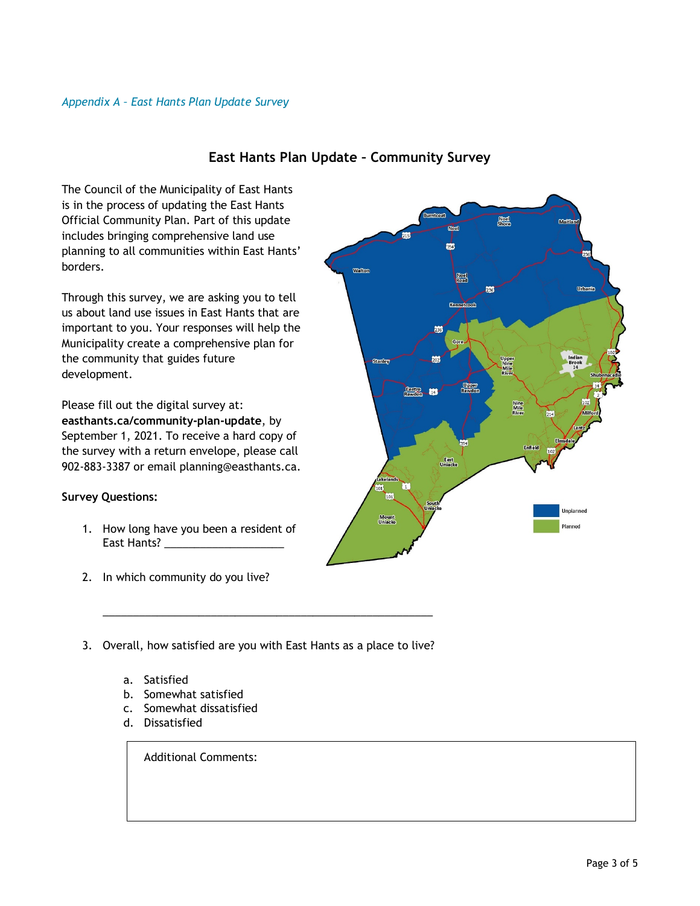*Appendix A – East Hants Plan Update Survey*

## East Hants Plan Update – Community Survey

The Council of the Municipality of East Hants is in the process of updating the East Hants Official Community Plan. Part of this update includes bringing comprehensive land use planning to all communities within East Hants' borders.

Through this survey, we are asking you to tell us about land use issues in East Hants that are important to you. Your responses will help the Municipality create a comprehensive plan for the community that guides future development.

Please fill out the digital survey at: **easthants.ca/community-plan-update**, by September 1, 2021. To receive a hard copy of the survey with a return envelope, please call 902-883-3387 or email planning@easthants.ca.

**Survey Questions:**

1. How long have you been a resident of East Hants? ____________________

2. In which community do you live?

   ________________________________________________________

3. Overall, how satisfied are you with East Hants as a place to live?

   a. Satisfied
   b. Somewhat satisfied
   c. Somewhat dissatisfied
   d. Dissatisfied

| Additional Comments: |
|---|
| |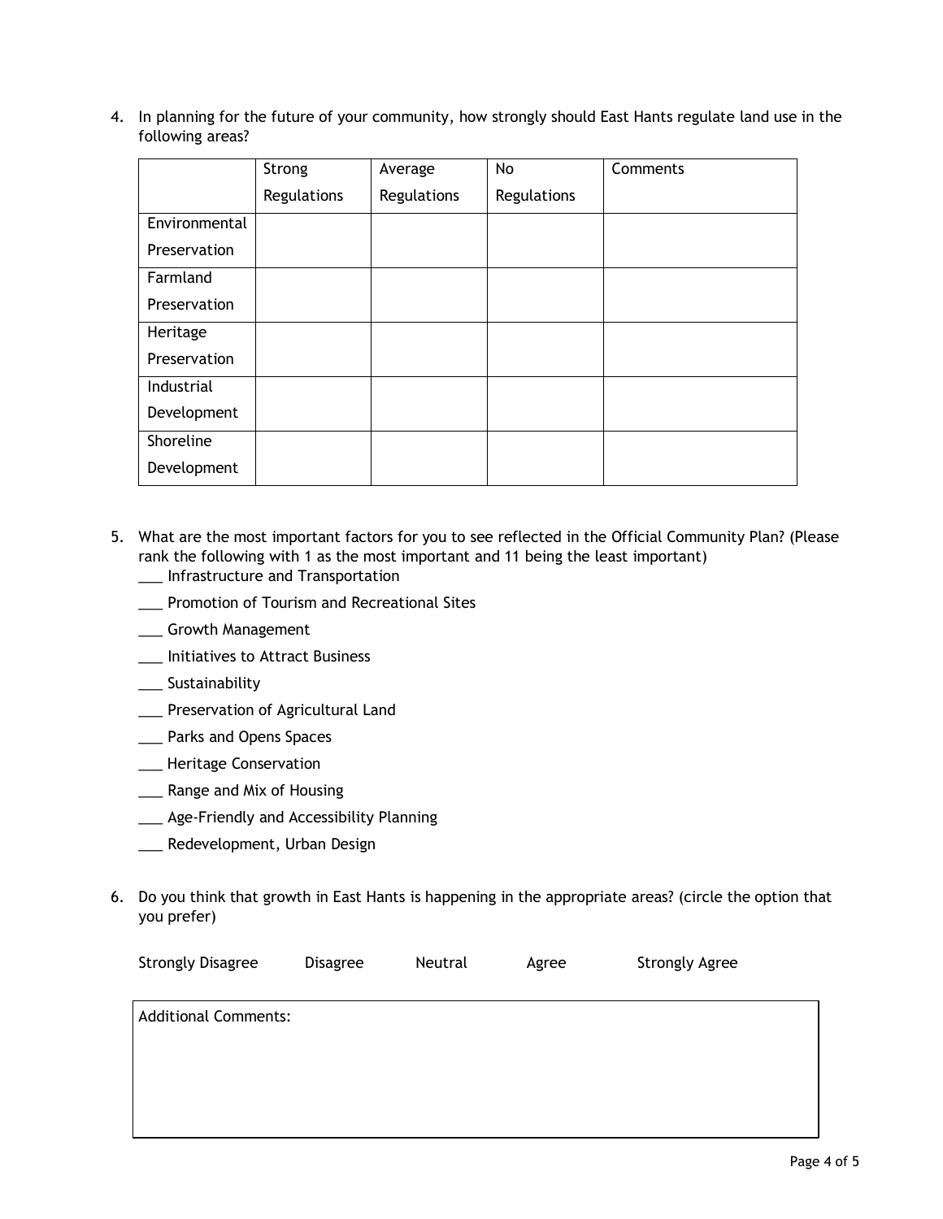4. In planning for the future of your community, how strongly should East Hants regulate land use in the following areas?

| | Strong Regulations | Average Regulations | No Regulations | Comments |
|---|---|---|---|---|
| Environmental Preservation | | | | |
| Farmland Preservation | | | | |
| Heritage Preservation | | | | |
| Industrial Development | | | | |
| Shoreline Development | | | | |

5. What are the most important factors for you to see reflected in the Official Community Plan? (Please rank the following with 1 as the most important and 11 being the least important)
   ___ Infrastructure and Transportation
   ___ Promotion of Tourism and Recreational Sites
   ___ Growth Management
   ___ Initiatives to Attract Business
   ___ Sustainability
   ___ Preservation of Agricultural Land
   ___ Parks and Opens Spaces
   ___ Heritage Conservation
   ___ Range and Mix of Housing
   ___ Age-Friendly and Accessibility Planning
   ___ Redevelopment, Urban Design

6. Do you think that growth in East Hants is happening in the appropriate areas? (circle the option that you prefer)

   Strongly Disagree     Disagree     Neutral     Agree     Strongly Agree

| Additional Comments: |
|---|
| |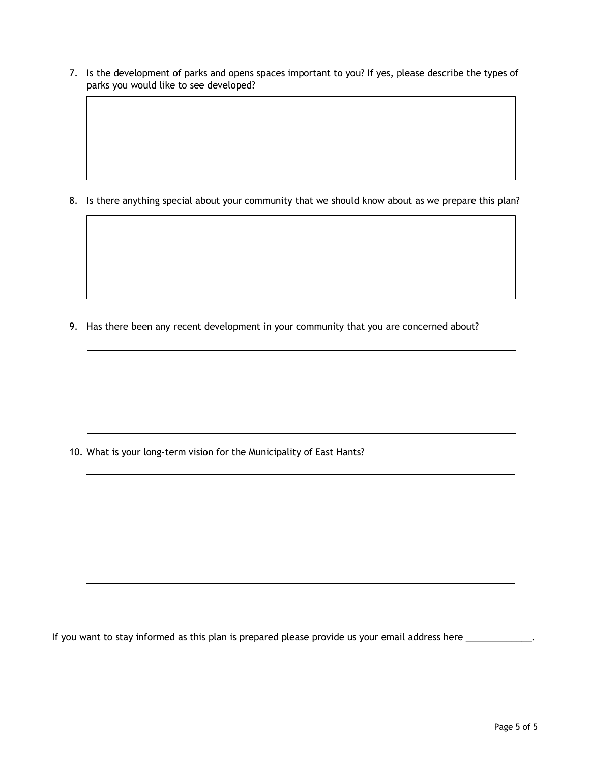7. Is the development of parks and opens spaces important to you? If yes, please describe the types of parks you would like to see developed?

8. Is there anything special about your community that we should know about as we prepare this plan?

9. Has there been any recent development in your community that you are concerned about?

10. What is your long-term vision for the Municipality of East Hants?

If you want to stay informed as this plan is prepared please provide us your email address here _____________.